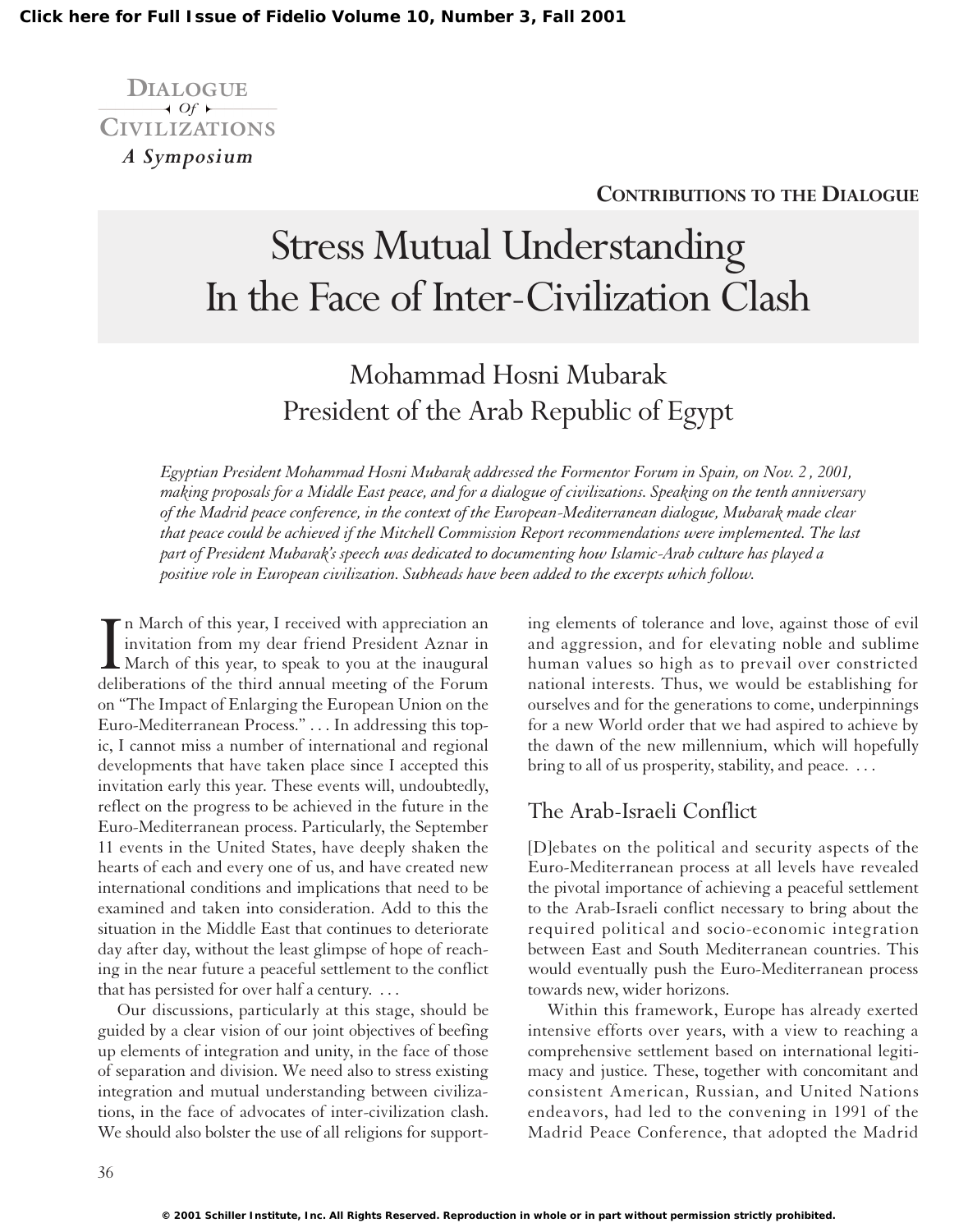**Click here for Full Issue of Fidelio Volume 10, Number 3, Fall 2001**

DIALOGUE *Of* CIVILIZATIONS

*A Symposium*

**CONTRIBUTIONS TO THE DIALOGUE**

# Stress Mutual Understanding In the Face of Inter-Civilization Clash

## Mohammad Hosni Mubarak
## President of the Arab Republic of Egypt

*Egyptian President Mohammad Hosni Mubarak addressed the Formentor Forum in Spain, on Nov. 2 , 2001, making proposals for a Middle East peace, and for a dialogue of civilizations. Speaking on the tenth anniversary of the Madrid peace conference, in the context of the European-Mediterranean dialogue, Mubarak made clear that peace could be achieved if the Mitchell Commission Report recommendations were implemented. The last part of President Mubarak's speech was dedicated to documenting how Islamic-Arab culture has played a positive role in European civilization. Subheads have been added to the excerpts which follow.*

In March of this year, I received with appreciation an invitation from my dear friend President Aznar in March of this year, to speak to you at the inaugural deliberations of the third annual meeting of the Forum on "The Impact of Enlarging the European Union on the Euro-Mediterranean Process." . . . In addressing this topic, I cannot miss a number of international and regional developments that have taken place since I accepted this invitation early this year. These events will, undoubtedly, reflect on the progress to be achieved in the future in the Euro-Mediterranean process. Particularly, the September 11 events in the United States, have deeply shaken the hearts of each and every one of us, and have created new international conditions and implications that need to be examined and taken into consideration. Add to this the situation in the Middle East that continues to deteriorate day after day, without the least glimpse of hope of reaching in the near future a peaceful settlement to the conflict that has persisted for over half a century. . . .

Our discussions, particularly at this stage, should be guided by a clear vision of our joint objectives of beefing up elements of integration and unity, in the face of those of separation and division. We need also to stress existing integration and mutual understanding between civilizations, in the face of advocates of inter-civilization clash. We should also bolster the use of all religions for supporting elements of tolerance and love, against those of evil and aggression, and for elevating noble and sublime human values so high as to prevail over constricted national interests. Thus, we would be establishing for ourselves and for the generations to come, underpinnings for a new World order that we had aspired to achieve by the dawn of the new millennium, which will hopefully bring to all of us prosperity, stability, and peace. . . .

### The Arab-Israeli Conflict

[D]ebates on the political and security aspects of the Euro-Mediterranean process at all levels have revealed the pivotal importance of achieving a peaceful settlement to the Arab-Israeli conflict necessary to bring about the required political and socio-economic integration between East and South Mediterranean countries. This would eventually push the Euro-Mediterranean process towards new, wider horizons.

Within this framework, Europe has already exerted intensive efforts over years, with a view to reaching a comprehensive settlement based on international legitimacy and justice. These, together with concomitant and consistent American, Russian, and United Nations endeavors, had led to the convening in 1991 of the Madrid Peace Conference, that adopted the Madrid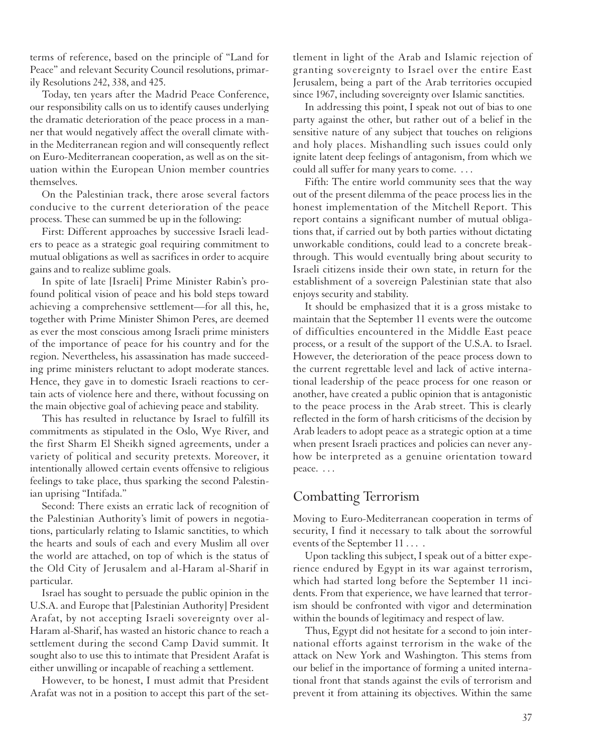terms of reference, based on the principle of "Land for Peace" and relevant Security Council resolutions, primarily Resolutions 242, 338, and 425.

Today, ten years after the Madrid Peace Conference, our responsibility calls on us to identify causes underlying the dramatic deterioration of the peace process in a manner that would negatively affect the overall climate within the Mediterranean region and will consequently reflect on Euro-Mediterranean cooperation, as well as on the situation within the European Union member countries themselves.

On the Palestinian track, there arose several factors conducive to the current deterioration of the peace process. These can summed be up in the following:

First: Different approaches by successive Israeli leaders to peace as a strategic goal requiring commitment to mutual obligations as well as sacrifices in order to acquire gains and to realize sublime goals.

In spite of late [Israeli] Prime Minister Rabin's profound political vision of peace and his bold steps toward achieving a comprehensive settlement—for all this, he, together with Prime Minister Shimon Peres, are deemed as ever the most conscious among Israeli prime ministers of the importance of peace for his country and for the region. Nevertheless, his assassination has made succeeding prime ministers reluctant to adopt moderate stances. Hence, they gave in to domestic Israeli reactions to certain acts of violence here and there, without focussing on the main objective goal of achieving peace and stability.

This has resulted in reluctance by Israel to fulfill its commitments as stipulated in the Oslo, Wye River, and the first Sharm El Sheikh signed agreements, under a variety of political and security pretexts. Moreover, it intentionally allowed certain events offensive to religious feelings to take place, thus sparking the second Palestinian uprising "Intifada."

Second: There exists an erratic lack of recognition of the Palestinian Authority's limit of powers in negotiations, particularly relating to Islamic sanctities, to which the hearts and souls of each and every Muslim all over the world are attached, on top of which is the status of the Old City of Jerusalem and al-Haram al-Sharif in particular.

Israel has sought to persuade the public opinion in the U.S.A. and Europe that [Palestinian Authority] President Arafat, by not accepting Israeli sovereignty over al-Haram al-Sharif, has wasted an historic chance to reach a settlement during the second Camp David summit. It sought also to use this to intimate that President Arafat is either unwilling or incapable of reaching a settlement.

However, to be honest, I must admit that President Arafat was not in a position to accept this part of the settlement in light of the Arab and Islamic rejection of granting sovereignty to Israel over the entire East Jerusalem, being a part of the Arab territories occupied since 1967, including sovereignty over Islamic sanctities.

In addressing this point, I speak not out of bias to one party against the other, but rather out of a belief in the sensitive nature of any subject that touches on religions and holy places. Mishandling such issues could only ignite latent deep feelings of antagonism, from which we could all suffer for many years to come. . . .

Fifth: The entire world community sees that the way out of the present dilemma of the peace process lies in the honest implementation of the Mitchell Report. This report contains a significant number of mutual obligations that, if carried out by both parties without dictating unworkable conditions, could lead to a concrete breakthrough. This would eventually bring about security to Israeli citizens inside their own state, in return for the establishment of a sovereign Palestinian state that also enjoys security and stability.

It should be emphasized that it is a gross mistake to maintain that the September 11 events were the outcome of difficulties encountered in the Middle East peace process, or a result of the support of the U.S.A. to Israel. However, the deterioration of the peace process down to the current regrettable level and lack of active international leadership of the peace process for one reason or another, have created a public opinion that is antagonistic to the peace process in the Arab street. This is clearly reflected in the form of harsh criticisms of the decision by Arab leaders to adopt peace as a strategic option at a time when present Israeli practices and policies can never anyhow be interpreted as a genuine orientation toward peace. . . .

## Combatting Terrorism

Moving to Euro-Mediterranean cooperation in terms of security, I find it necessary to talk about the sorrowful events of the September 11 . . . .

Upon tackling this subject, I speak out of a bitter experience endured by Egypt in its war against terrorism, which had started long before the September 11 incidents. From that experience, we have learned that terrorism should be confronted with vigor and determination within the bounds of legitimacy and respect of law.

Thus, Egypt did not hesitate for a second to join international efforts against terrorism in the wake of the attack on New York and Washington. This stems from our belief in the importance of forming a united international front that stands against the evils of terrorism and prevent it from attaining its objectives. Within the same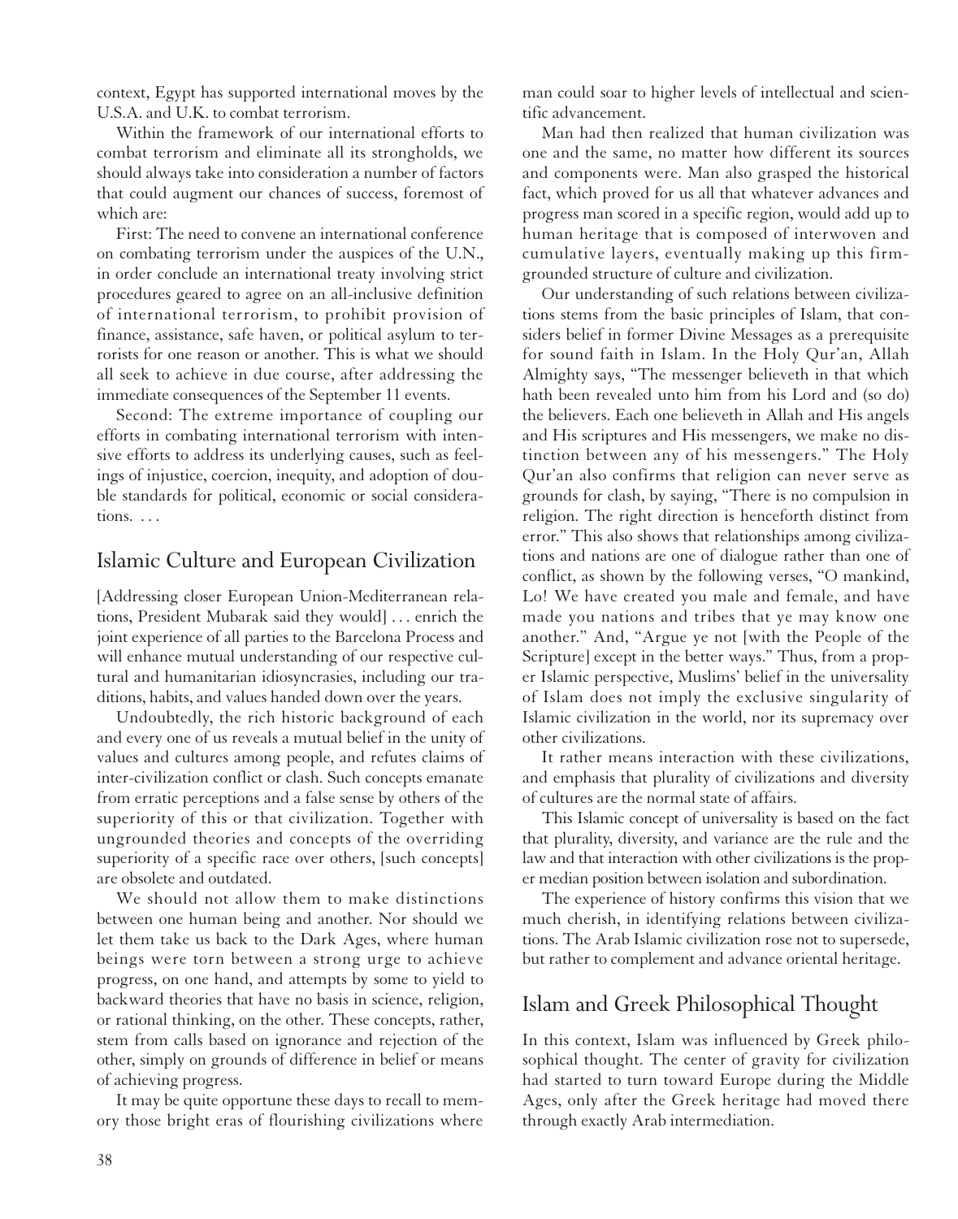context, Egypt has supported international moves by the U.S.A. and U.K. to combat terrorism.

Within the framework of our international efforts to combat terrorism and eliminate all its strongholds, we should always take into consideration a number of factors that could augment our chances of success, foremost of which are:

First: The need to convene an international conference on combating terrorism under the auspices of the U.N., in order conclude an international treaty involving strict procedures geared to agree on an all-inclusive definition of international terrorism, to prohibit provision of finance, assistance, safe haven, or political asylum to terrorists for one reason or another. This is what we should all seek to achieve in due course, after addressing the immediate consequences of the September 11 events.

Second: The extreme importance of coupling our efforts in combating international terrorism with intensive efforts to address its underlying causes, such as feelings of injustice, coercion, inequity, and adoption of double standards for political, economic or social considerations. . . .

## Islamic Culture and European Civilization

[Addressing closer European Union-Mediterranean relations, President Mubarak said they would] . . . enrich the joint experience of all parties to the Barcelona Process and will enhance mutual understanding of our respective cultural and humanitarian idiosyncrasies, including our traditions, habits, and values handed down over the years.

Undoubtedly, the rich historic background of each and every one of us reveals a mutual belief in the unity of values and cultures among people, and refutes claims of inter-civilization conflict or clash. Such concepts emanate from erratic perceptions and a false sense by others of the superiority of this or that civilization. Together with ungrounded theories and concepts of the overriding superiority of a specific race over others, [such concepts] are obsolete and outdated.

We should not allow them to make distinctions between one human being and another. Nor should we let them take us back to the Dark Ages, where human beings were torn between a strong urge to achieve progress, on one hand, and attempts by some to yield to backward theories that have no basis in science, religion, or rational thinking, on the other. These concepts, rather, stem from calls based on ignorance and rejection of the other, simply on grounds of difference in belief or means of achieving progress.

It may be quite opportune these days to recall to memory those bright eras of flourishing civilizations where man could soar to higher levels of intellectual and scientific advancement.

Man had then realized that human civilization was one and the same, no matter how different its sources and components were. Man also grasped the historical fact, which proved for us all that whatever advances and progress man scored in a specific region, would add up to human heritage that is composed of interwoven and cumulative layers, eventually making up this firm-grounded structure of culture and civilization.

Our understanding of such relations between civilizations stems from the basic principles of Islam, that considers belief in former Divine Messages as a prerequisite for sound faith in Islam. In the Holy Qur'an, Allah Almighty says, "The messenger believeth in that which hath been revealed unto him from his Lord and (so do) the believers. Each one believeth in Allah and His angels and His scriptures and His messengers, we make no distinction between any of his messengers." The Holy Qur'an also confirms that religion can never serve as grounds for clash, by saying, "There is no compulsion in religion. The right direction is henceforth distinct from error." This also shows that relationships among civilizations and nations are one of dialogue rather than one of conflict, as shown by the following verses, "O mankind, Lo! We have created you male and female, and have made you nations and tribes that ye may know one another." And, "Argue ye not [with the People of the Scripture] except in the better ways." Thus, from a proper Islamic perspective, Muslims' belief in the universality of Islam does not imply the exclusive singularity of Islamic civilization in the world, nor its supremacy over other civilizations.

It rather means interaction with these civilizations, and emphasis that plurality of civilizations and diversity of cultures are the normal state of affairs.

This Islamic concept of universality is based on the fact that plurality, diversity, and variance are the rule and the law and that interaction with other civilizations is the proper median position between isolation and subordination.

The experience of history confirms this vision that we much cherish, in identifying relations between civilizations. The Arab Islamic civilization rose not to supersede, but rather to complement and advance oriental heritage.

## Islam and Greek Philosophical Thought

In this context, Islam was influenced by Greek philosophical thought. The center of gravity for civilization had started to turn toward Europe during the Middle Ages, only after the Greek heritage had moved there through exactly Arab intermediation.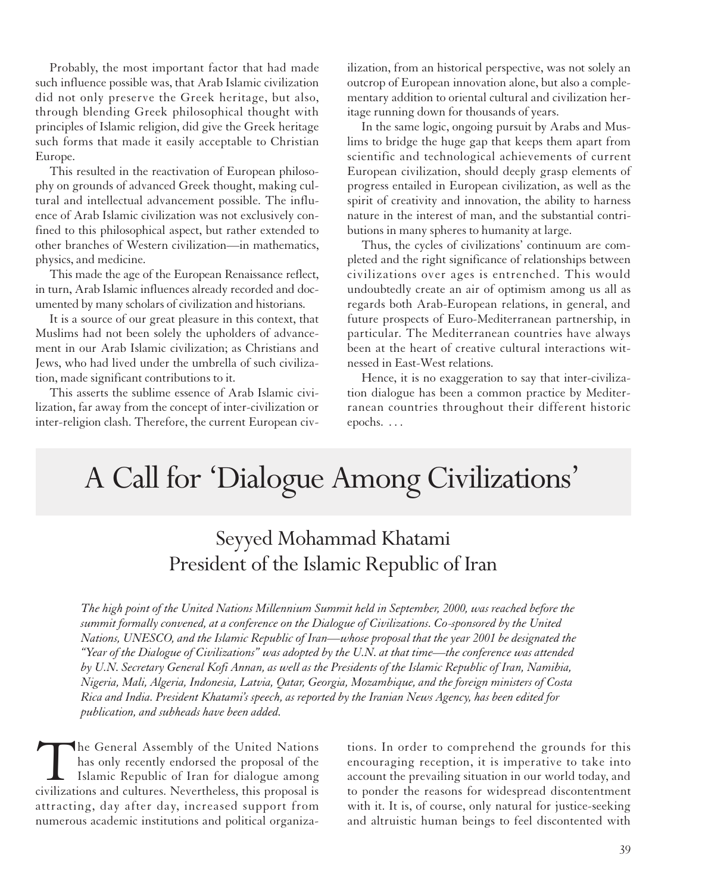Probably, the most important factor that had made such influence possible was, that Arab Islamic civilization did not only preserve the Greek heritage, but also, through blending Greek philosophical thought with principles of Islamic religion, did give the Greek heritage such forms that made it easily acceptable to Christian Europe.

This resulted in the reactivation of European philosophy on grounds of advanced Greek thought, making cultural and intellectual advancement possible. The influence of Arab Islamic civilization was not exclusively confined to this philosophical aspect, but rather extended to other branches of Western civilization—in mathematics, physics, and medicine.

This made the age of the European Renaissance reflect, in turn, Arab Islamic influences already recorded and documented by many scholars of civilization and historians.

It is a source of our great pleasure in this context, that Muslims had not been solely the upholders of advancement in our Arab Islamic civilization; as Christians and Jews, who had lived under the umbrella of such civilization, made significant contributions to it.

This asserts the sublime essence of Arab Islamic civilization, far away from the concept of inter-civilization or inter-religion clash. Therefore, the current European civilization, from an historical perspective, was not solely an outcrop of European innovation alone, but also a complementary addition to oriental cultural and civilization heritage running down for thousands of years.

In the same logic, ongoing pursuit by Arabs and Muslims to bridge the huge gap that keeps them apart from scientific and technological achievements of current European civilization, should deeply grasp elements of progress entailed in European civilization, as well as the spirit of creativity and innovation, the ability to harness nature in the interest of man, and the substantial contributions in many spheres to humanity at large.

Thus, the cycles of civilizations' continuum are completed and the right significance of relationships between civilizations over ages is entrenched. This would undoubtedly create an air of optimism among us all as regards both Arab-European relations, in general, and future prospects of Euro-Mediterranean partnership, in particular. The Mediterranean countries have always been at the heart of creative cultural interactions witnessed in East-West relations.

Hence, it is no exaggeration to say that inter-civilization dialogue has been a common practice by Mediterranean countries throughout their different historic epochs. . . .

# A Call for 'Dialogue Among Civilizations'

## Seyyed Mohammad Khatami
## President of the Islamic Republic of Iran

*The high point of the United Nations Millennium Summit held in September, 2000, was reached before the summit formally convened, at a conference on the Dialogue of Civilizations. Co-sponsored by the United Nations, UNESCO, and the Islamic Republic of Iran—whose proposal that the year 2001 be designated the "Year of the Dialogue of Civilizations" was adopted by the U.N. at that time—the conference was attended by U.N. Secretary General Kofi Annan, as well as the Presidents of the Islamic Republic of Iran, Namibia, Nigeria, Mali, Algeria, Indonesia, Latvia, Qatar, Georgia, Mozambique, and the foreign ministers of Costa Rica and India. President Khatami's speech, as reported by the Iranian News Agency, has been edited for publication, and subheads have been added.*

The General Assembly of the United Nations has only recently endorsed the proposal of the Islamic Republic of Iran for dialogue among civilizations and cultures. Nevertheless, this proposal is attracting, day after day, increased support from numerous academic institutions and political organizations. In order to comprehend the grounds for this encouraging reception, it is imperative to take into account the prevailing situation in our world today, and to ponder the reasons for widespread discontentment with it. It is, of course, only natural for justice-seeking and altruistic human beings to feel discontented with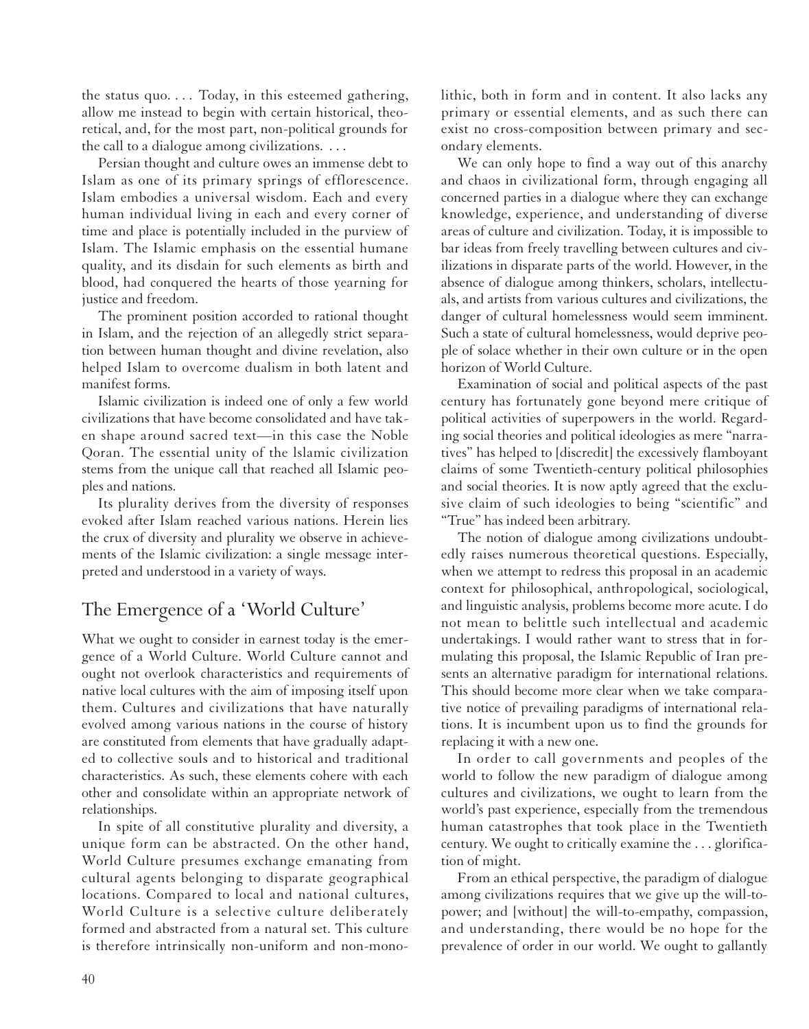the status quo. . . . Today, in this esteemed gathering, allow me instead to begin with certain historical, theoretical, and, for the most part, non-political grounds for the call to a dialogue among civilizations. . . .

Persian thought and culture owes an immense debt to Islam as one of its primary springs of efflorescence. Islam embodies a universal wisdom. Each and every human individual living in each and every corner of time and place is potentially included in the purview of Islam. The Islamic emphasis on the essential humane quality, and its disdain for such elements as birth and blood, had conquered the hearts of those yearning for justice and freedom.

The prominent position accorded to rational thought in Islam, and the rejection of an allegedly strict separation between human thought and divine revelation, also helped Islam to overcome dualism in both latent and manifest forms.

Islamic civilization is indeed one of only a few world civilizations that have become consolidated and have taken shape around sacred text—in this case the Noble Qoran. The essential unity of the lslamic civilization stems from the unique call that reached all Islamic peoples and nations.

Its plurality derives from the diversity of responses evoked after Islam reached various nations. Herein lies the crux of diversity and plurality we observe in achievements of the Islamic civilization: a single message interpreted and understood in a variety of ways.

## The Emergence of a 'World Culture'

What we ought to consider in earnest today is the emergence of a World Culture. World Culture cannot and ought not overlook characteristics and requirements of native local cultures with the aim of imposing itself upon them. Cultures and civilizations that have naturally evolved among various nations in the course of history are constituted from elements that have gradually adapted to collective souls and to historical and traditional characteristics. As such, these elements cohere with each other and consolidate within an appropriate network of relationships.

In spite of all constitutive plurality and diversity, a unique form can be abstracted. On the other hand, World Culture presumes exchange emanating from cultural agents belonging to disparate geographical locations. Compared to local and national cultures, World Culture is a selective culture deliberately formed and abstracted from a natural set. This culture is therefore intrinsically non-uniform and non-monolithic, both in form and in content. It also lacks any primary or essential elements, and as such there can exist no cross-composition between primary and secondary elements.

We can only hope to find a way out of this anarchy and chaos in civilizational form, through engaging all concerned parties in a dialogue where they can exchange knowledge, experience, and understanding of diverse areas of culture and civilization. Today, it is impossible to bar ideas from freely travelling between cultures and civilizations in disparate parts of the world. However, in the absence of dialogue among thinkers, scholars, intellectuals, and artists from various cultures and civilizations, the danger of cultural homelessness would seem imminent. Such a state of cultural homelessness, would deprive people of solace whether in their own culture or in the open horizon of World Culture.

Examination of social and political aspects of the past century has fortunately gone beyond mere critique of political activities of superpowers in the world. Regarding social theories and political ideologies as mere "narratives" has helped to [discredit] the excessively flamboyant claims of some Twentieth-century political philosophies and social theories. It is now aptly agreed that the exclusive claim of such ideologies to being "scientific" and "True" has indeed been arbitrary.

The notion of dialogue among civilizations undoubtedly raises numerous theoretical questions. Especially, when we attempt to redress this proposal in an academic context for philosophical, anthropological, sociological, and linguistic analysis, problems become more acute. I do not mean to belittle such intellectual and academic undertakings. I would rather want to stress that in formulating this proposal, the Islamic Republic of Iran presents an alternative paradigm for international relations. This should become more clear when we take comparative notice of prevailing paradigms of international relations. It is incumbent upon us to find the grounds for replacing it with a new one.

In order to call governments and peoples of the world to follow the new paradigm of dialogue among cultures and civilizations, we ought to learn from the world's past experience, especially from the tremendous human catastrophes that took place in the Twentieth century. We ought to critically examine the . . . glorification of might.

From an ethical perspective, the paradigm of dialogue among civilizations requires that we give up the will-to-power; and [without] the will-to-empathy, compassion, and understanding, there would be no hope for the prevalence of order in our world. We ought to gallantly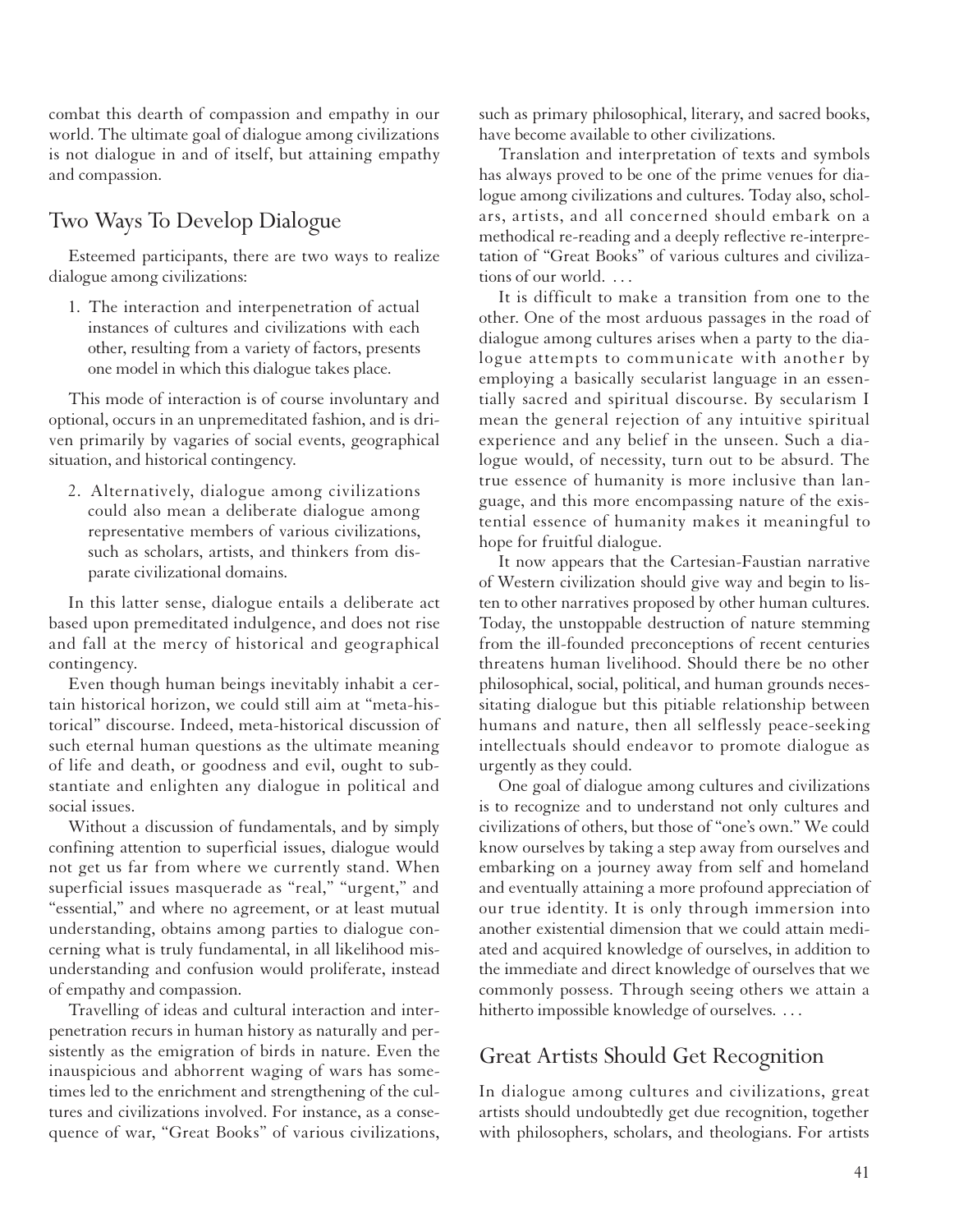combat this dearth of compassion and empathy in our world. The ultimate goal of dialogue among civilizations is not dialogue in and of itself, but attaining empathy and compassion.

## Two Ways To Develop Dialogue

Esteemed participants, there are two ways to realize dialogue among civilizations:

1. The interaction and interpenetration of actual instances of cultures and civilizations with each other, resulting from a variety of factors, presents one model in which this dialogue takes place.

This mode of interaction is of course involuntary and optional, occurs in an unpremeditated fashion, and is driven primarily by vagaries of social events, geographical situation, and historical contingency.

2. Alternatively, dialogue among civilizations could also mean a deliberate dialogue among representative members of various civilizations, such as scholars, artists, and thinkers from disparate civilizational domains.

In this latter sense, dialogue entails a deliberate act based upon premeditated indulgence, and does not rise and fall at the mercy of historical and geographical contingency.

Even though human beings inevitably inhabit a certain historical horizon, we could still aim at "meta-historical" discourse. Indeed, meta-historical discussion of such eternal human questions as the ultimate meaning of life and death, or goodness and evil, ought to substantiate and enlighten any dialogue in political and social issues.

Without a discussion of fundamentals, and by simply confining attention to superficial issues, dialogue would not get us far from where we currently stand. When superficial issues masquerade as "real," "urgent," and "essential," and where no agreement, or at least mutual understanding, obtains among parties to dialogue concerning what is truly fundamental, in all likelihood misunderstanding and confusion would proliferate, instead of empathy and compassion.

Travelling of ideas and cultural interaction and interpenetration recurs in human history as naturally and persistently as the emigration of birds in nature. Even the inauspicious and abhorrent waging of wars has sometimes led to the enrichment and strengthening of the cultures and civilizations involved. For instance, as a consequence of war, "Great Books" of various civilizations, such as primary philosophical, literary, and sacred books, have become available to other civilizations.

Translation and interpretation of texts and symbols has always proved to be one of the prime venues for dialogue among civilizations and cultures. Today also, scholars, artists, and all concerned should embark on a methodical re-reading and a deeply reflective re-interpretation of "Great Books" of various cultures and civilizations of our world. . . .

It is difficult to make a transition from one to the other. One of the most arduous passages in the road of dialogue among cultures arises when a party to the dialogue attempts to communicate with another by employing a basically secularist language in an essentially sacred and spiritual discourse. By secularism I mean the general rejection of any intuitive spiritual experience and any belief in the unseen. Such a dialogue would, of necessity, turn out to be absurd. The true essence of humanity is more inclusive than language, and this more encompassing nature of the existential essence of humanity makes it meaningful to hope for fruitful dialogue.

It now appears that the Cartesian-Faustian narrative of Western civilization should give way and begin to listen to other narratives proposed by other human cultures. Today, the unstoppable destruction of nature stemming from the ill-founded preconceptions of recent centuries threatens human livelihood. Should there be no other philosophical, social, political, and human grounds necessitating dialogue but this pitiable relationship between humans and nature, then all selflessly peace-seeking intellectuals should endeavor to promote dialogue as urgently as they could.

One goal of dialogue among cultures and civilizations is to recognize and to understand not only cultures and civilizations of others, but those of "one's own." We could know ourselves by taking a step away from ourselves and embarking on a journey away from self and homeland and eventually attaining a more profound appreciation of our true identity. It is only through immersion into another existential dimension that we could attain mediated and acquired knowledge of ourselves, in addition to the immediate and direct knowledge of ourselves that we commonly possess. Through seeing others we attain a hitherto impossible knowledge of ourselves. . . .

## Great Artists Should Get Recognition

In dialogue among cultures and civilizations, great artists should undoubtedly get due recognition, together with philosophers, scholars, and theologians. For artists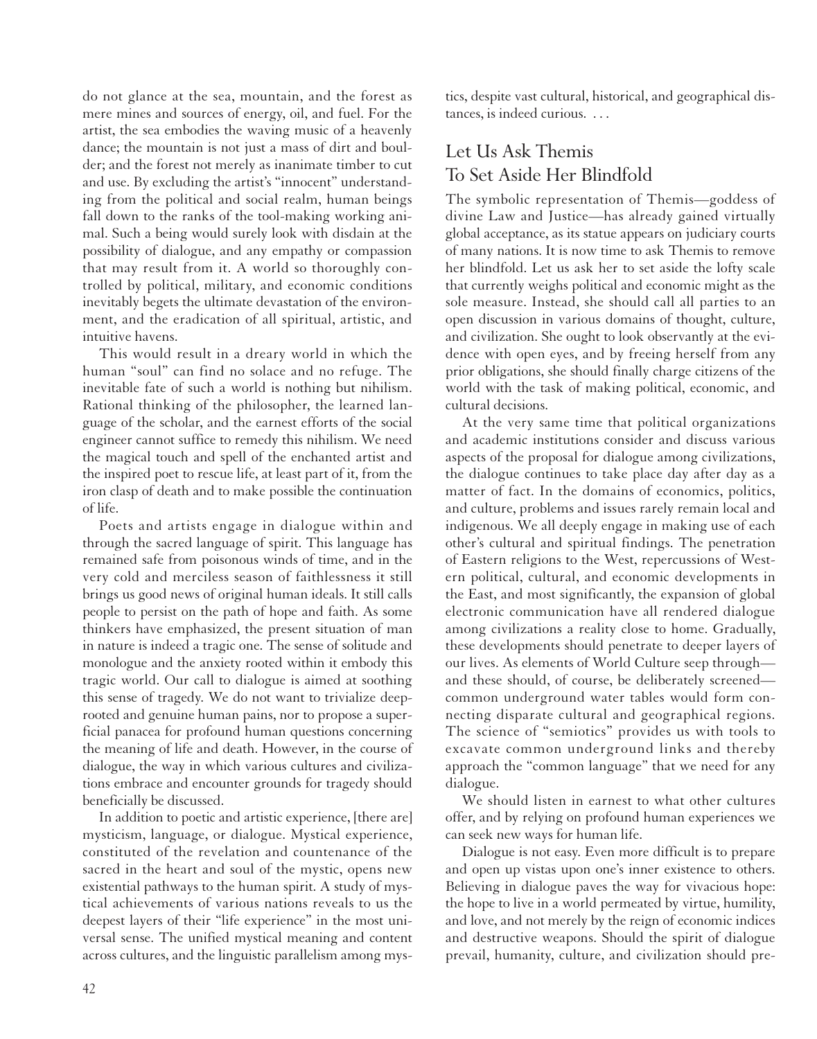do not glance at the sea, mountain, and the forest as mere mines and sources of energy, oil, and fuel. For the artist, the sea embodies the waving music of a heavenly dance; the mountain is not just a mass of dirt and boulder; and the forest not merely as inanimate timber to cut and use. By excluding the artist's "innocent" understanding from the political and social realm, human beings fall down to the ranks of the tool-making working animal. Such a being would surely look with disdain at the possibility of dialogue, and any empathy or compassion that may result from it. A world so thoroughly controlled by political, military, and economic conditions inevitably begets the ultimate devastation of the environment, and the eradication of all spiritual, artistic, and intuitive havens.

This would result in a dreary world in which the human "soul" can find no solace and no refuge. The inevitable fate of such a world is nothing but nihilism. Rational thinking of the philosopher, the learned language of the scholar, and the earnest efforts of the social engineer cannot suffice to remedy this nihilism. We need the magical touch and spell of the enchanted artist and the inspired poet to rescue life, at least part of it, from the iron clasp of death and to make possible the continuation of life.

Poets and artists engage in dialogue within and through the sacred language of spirit. This language has remained safe from poisonous winds of time, and in the very cold and merciless season of faithlessness it still brings us good news of original human ideals. It still calls people to persist on the path of hope and faith. As some thinkers have emphasized, the present situation of man in nature is indeed a tragic one. The sense of solitude and monologue and the anxiety rooted within it embody this tragic world. Our call to dialogue is aimed at soothing this sense of tragedy. We do not want to trivialize deep-rooted and genuine human pains, nor to propose a superficial panacea for profound human questions concerning the meaning of life and death. However, in the course of dialogue, the way in which various cultures and civilizations embrace and encounter grounds for tragedy should beneficially be discussed.

In addition to poetic and artistic experience, [there are] mysticism, language, or dialogue. Mystical experience, constituted of the revelation and countenance of the sacred in the heart and soul of the mystic, opens new existential pathways to the human spirit. A study of mystical achievements of various nations reveals to us the deepest layers of their "life experience" in the most universal sense. The unified mystical meaning and content across cultures, and the linguistic parallelism among mystics, despite vast cultural, historical, and geographical distances, is indeed curious. . . .

## Let Us Ask Themis To Set Aside Her Blindfold

The symbolic representation of Themis—goddess of divine Law and Justice—has already gained virtually global acceptance, as its statue appears on judiciary courts of many nations. It is now time to ask Themis to remove her blindfold. Let us ask her to set aside the lofty scale that currently weighs political and economic might as the sole measure. Instead, she should call all parties to an open discussion in various domains of thought, culture, and civilization. She ought to look observantly at the evidence with open eyes, and by freeing herself from any prior obligations, she should finally charge citizens of the world with the task of making political, economic, and cultural decisions.

At the very same time that political organizations and academic institutions consider and discuss various aspects of the proposal for dialogue among civilizations, the dialogue continues to take place day after day as a matter of fact. In the domains of economics, politics, and culture, problems and issues rarely remain local and indigenous. We all deeply engage in making use of each other's cultural and spiritual findings. The penetration of Eastern religions to the West, repercussions of Western political, cultural, and economic developments in the East, and most significantly, the expansion of global electronic communication have all rendered dialogue among civilizations a reality close to home. Gradually, these developments should penetrate to deeper layers of our lives. As elements of World Culture seep through—and these should, of course, be deliberately screened—common underground water tables would form connecting disparate cultural and geographical regions. The science of "semiotics" provides us with tools to excavate common underground links and thereby approach the "common language" that we need for any dialogue.

We should listen in earnest to what other cultures offer, and by relying on profound human experiences we can seek new ways for human life.

Dialogue is not easy. Even more difficult is to prepare and open up vistas upon one's inner existence to others. Believing in dialogue paves the way for vivacious hope: the hope to live in a world permeated by virtue, humility, and love, and not merely by the reign of economic indices and destructive weapons. Should the spirit of dialogue prevail, humanity, culture, and civilization should pre-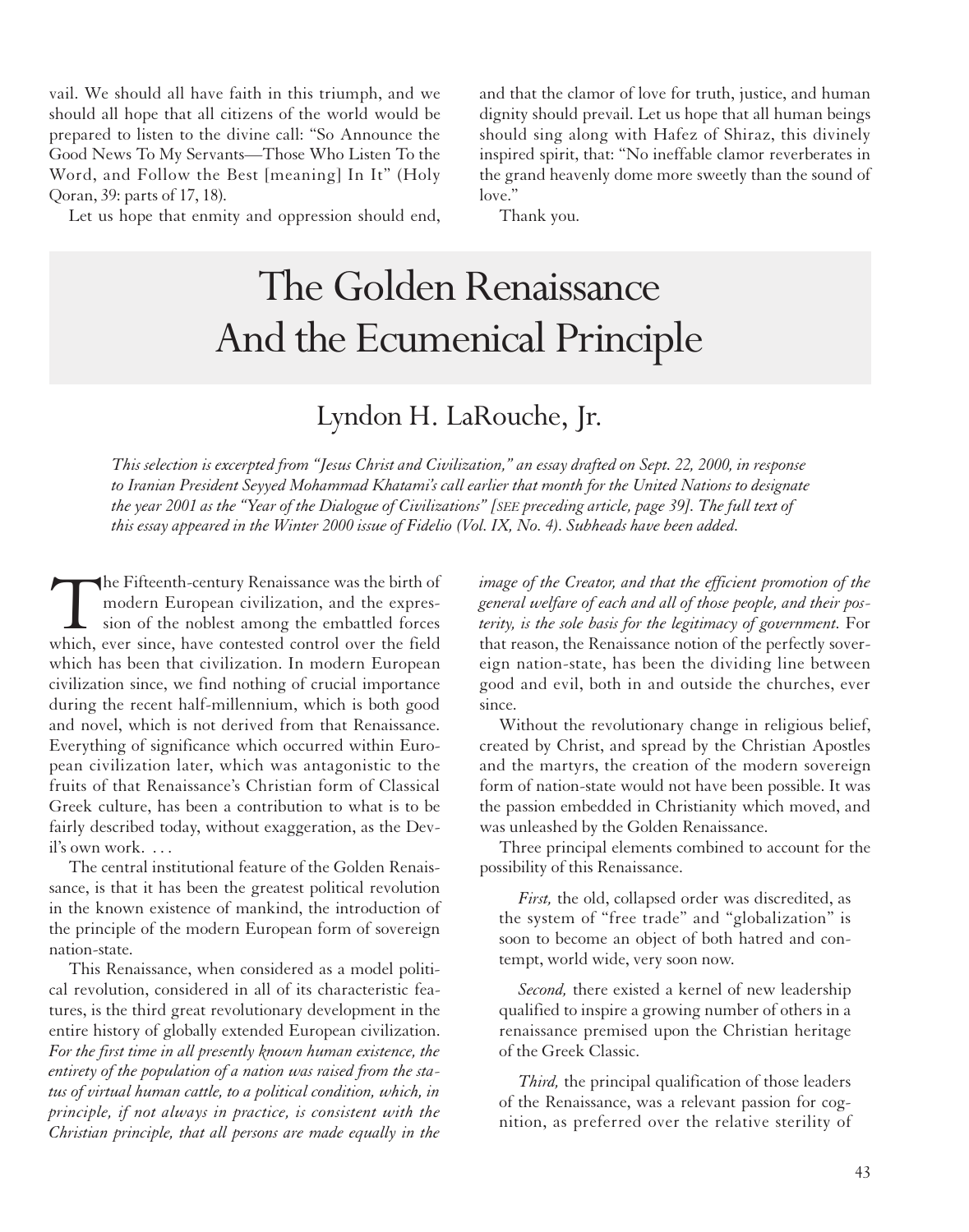vail. We should all have faith in this triumph, and we should all hope that all citizens of the world would be prepared to listen to the divine call: "So Announce the Good News To My Servants—Those Who Listen To the Word, and Follow the Best [meaning] In It" (Holy Qoran, 39: parts of 17, 18).

Let us hope that enmity and oppression should end, and that the clamor of love for truth, justice, and human dignity should prevail. Let us hope that all human beings should sing along with Hafez of Shiraz, this divinely inspired spirit, that: "No ineffable clamor reverberates in the grand heavenly dome more sweetly than the sound of love."

Thank you.

# The Golden Renaissance And the Ecumenical Principle

## Lyndon H. LaRouche, Jr.

*This selection is excerpted from "Jesus Christ and Civilization," an essay drafted on Sept. 22, 2000, in response to Iranian President Seyyed Mohammad Khatami's call earlier that month for the United Nations to designate the year 2001 as the "Year of the Dialogue of Civilizations" [SEE preceding article, page 39]. The full text of this essay appeared in the Winter 2000 issue of Fidelio (Vol. IX, No. 4). Subheads have been added.*

The Fifteenth-century Renaissance was the birth of modern European civilization, and the expression of the noblest among the embattled forces which, ever since, have contested control over the field which has been that civilization. In modern European civilization since, we find nothing of crucial importance during the recent half-millennium, which is both good and novel, which is not derived from that Renaissance. Everything of significance which occurred within European civilization later, which was antagonistic to the fruits of that Renaissance's Christian form of Classical Greek culture, has been a contribution to what is to be fairly described today, without exaggeration, as the Devil's own work. . . .

The central institutional feature of the Golden Renaissance, is that it has been the greatest political revolution in the known existence of mankind, the introduction of the principle of the modern European form of sovereign nation-state.

This Renaissance, when considered as a model political revolution, considered in all of its characteristic features, is the third great revolutionary development in the entire history of globally extended European civilization. *For the first time in all presently known human existence, the entirety of the population of a nation was raised from the status of virtual human cattle, to a political condition, which, in principle, if not always in practice, is consistent with the Christian principle, that all persons are made equally in the image of the Creator, and that the efficient promotion of the general welfare of each and all of those people, and their posterity, is the sole basis for the legitimacy of government.* For that reason, the Renaissance notion of the perfectly sovereign nation-state, has been the dividing line between good and evil, both in and outside the churches, ever since.

Without the revolutionary change in religious belief, created by Christ, and spread by the Christian Apostles and the martyrs, the creation of the modern sovereign form of nation-state would not have been possible. It was the passion embedded in Christianity which moved, and was unleashed by the Golden Renaissance.

Three principal elements combined to account for the possibility of this Renaissance.

*First,* the old, collapsed order was discredited, as the system of "free trade" and "globalization" is soon to become an object of both hatred and contempt, world wide, very soon now.

*Second,* there existed a kernel of new leadership qualified to inspire a growing number of others in a renaissance premised upon the Christian heritage of the Greek Classic.

*Third,* the principal qualification of those leaders of the Renaissance, was a relevant passion for cognition, as preferred over the relative sterility of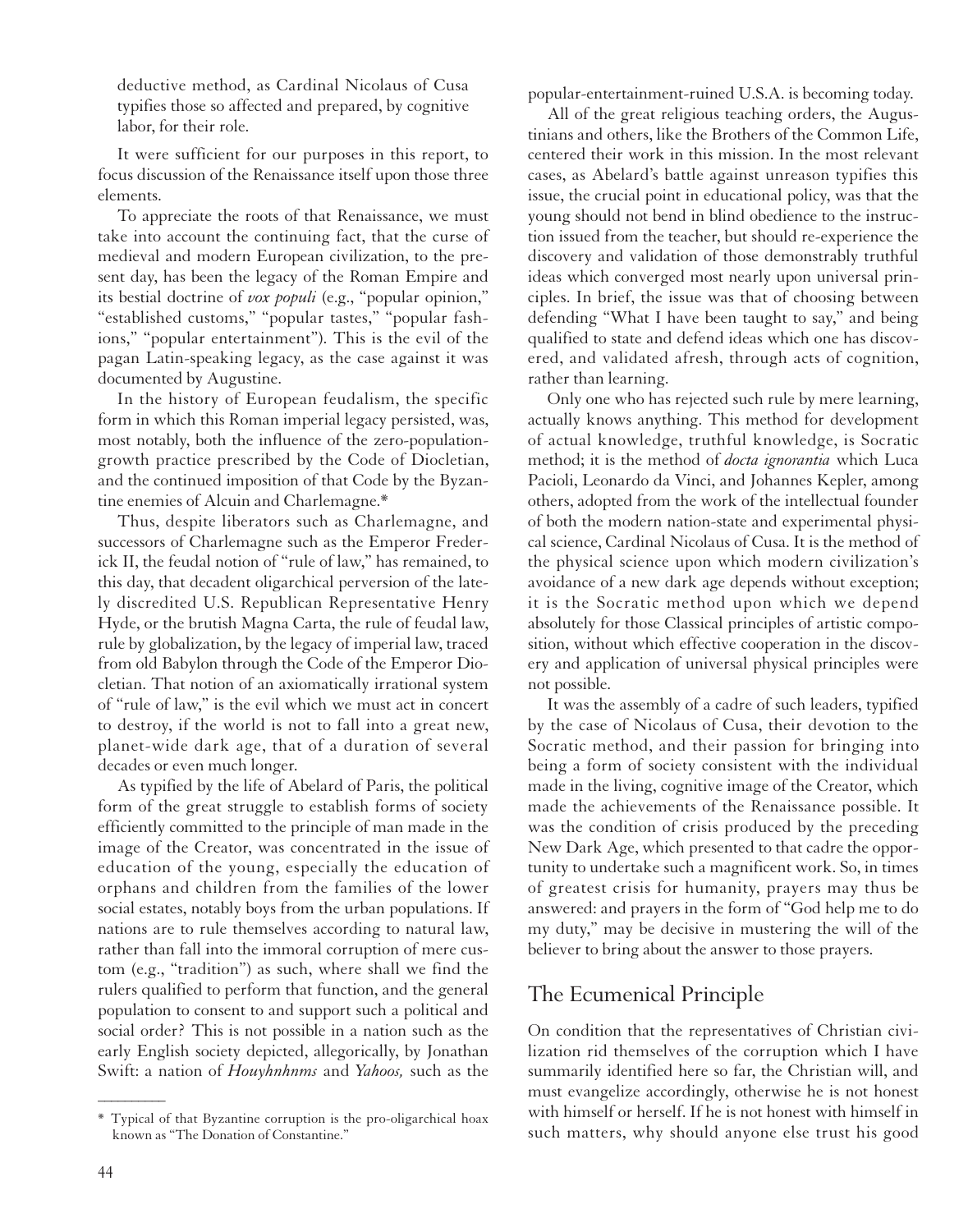deductive method, as Cardinal Nicolaus of Cusa typifies those so affected and prepared, by cognitive labor, for their role.

It were sufficient for our purposes in this report, to focus discussion of the Renaissance itself upon those three elements.

To appreciate the roots of that Renaissance, we must take into account the continuing fact, that the curse of medieval and modern European civilization, to the present day, has been the legacy of the Roman Empire and its bestial doctrine of *vox populi* (e.g., "popular opinion," "established customs," "popular tastes," "popular fashions," "popular entertainment"). This is the evil of the pagan Latin-speaking legacy, as the case against it was documented by Augustine.

In the history of European feudalism, the specific form in which this Roman imperial legacy persisted, was, most notably, both the influence of the zero-population-growth practice prescribed by the Code of Diocletian, and the continued imposition of that Code by the Byzantine enemies of Alcuin and Charlemagne.*

Thus, despite liberators such as Charlemagne, and successors of Charlemagne such as the Emperor Frederick II, the feudal notion of "rule of law," has remained, to this day, that decadent oligarchical perversion of the lately discredited U.S. Republican Representative Henry Hyde, or the brutish Magna Carta, the rule of feudal law, rule by globalization, by the legacy of imperial law, traced from old Babylon through the Code of the Emperor Diocletian. That notion of an axiomatically irrational system of "rule of law," is the evil which we must act in concert to destroy, if the world is not to fall into a great new, planet-wide dark age, that of a duration of several decades or even much longer.

As typified by the life of Abelard of Paris, the political form of the great struggle to establish forms of society efficiently committed to the principle of man made in the image of the Creator, was concentrated in the issue of education of the young, especially the education of orphans and children from the families of the lower social estates, notably boys from the urban populations. If nations are to rule themselves according to natural law, rather than fall into the immoral corruption of mere custom (e.g., "tradition") as such, where shall we find the rulers qualified to perform that function, and the general population to consent to and support such a political and social order? This is not possible in a nation such as the early English society depicted, allegorically, by Jonathan Swift: a nation of *Houyhnhnms* and *Yahoos,* such as the popular-entertainment-ruined U.S.A. is becoming today.

All of the great religious teaching orders, the Augustinians and others, like the Brothers of the Common Life, centered their work in this mission. In the most relevant cases, as Abelard's battle against unreason typifies this issue, the crucial point in educational policy, was that the young should not bend in blind obedience to the instruction issued from the teacher, but should re-experience the discovery and validation of those demonstrably truthful ideas which converged most nearly upon universal principles. In brief, the issue was that of choosing between defending "What I have been taught to say," and being qualified to state and defend ideas which one has discovered, and validated afresh, through acts of cognition, rather than learning.

Only one who has rejected such rule by mere learning, actually knows anything. This method for development of actual knowledge, truthful knowledge, is Socratic method; it is the method of *docta ignorantia* which Luca Pacioli, Leonardo da Vinci, and Johannes Kepler, among others, adopted from the work of the intellectual founder of both the modern nation-state and experimental physical science, Cardinal Nicolaus of Cusa. It is the method of the physical science upon which modern civilization's avoidance of a new dark age depends without exception; it is the Socratic method upon which we depend absolutely for those Classical principles of artistic composition, without which effective cooperation in the discovery and application of universal physical principles were not possible.

It was the assembly of a cadre of such leaders, typified by the case of Nicolaus of Cusa, their devotion to the Socratic method, and their passion for bringing into being a form of society consistent with the individual made in the living, cognitive image of the Creator, which made the achievements of the Renaissance possible. It was the condition of crisis produced by the preceding New Dark Age, which presented to that cadre the opportunity to undertake such a magnificent work. So, in times of greatest crisis for humanity, prayers may thus be answered: and prayers in the form of "God help me to do my duty," may be decisive in mustering the will of the believer to bring about the answer to those prayers.

## The Ecumenical Principle

On condition that the representatives of Christian civilization rid themselves of the corruption which I have summarily identified here so far, the Christian will, and must evangelize accordingly, otherwise he is not honest with himself or herself. If he is not honest with himself in such matters, why should anyone else trust his good

---

\* Typical of that Byzantine corruption is the pro-oligarchical hoax known as "The Donation of Constantine."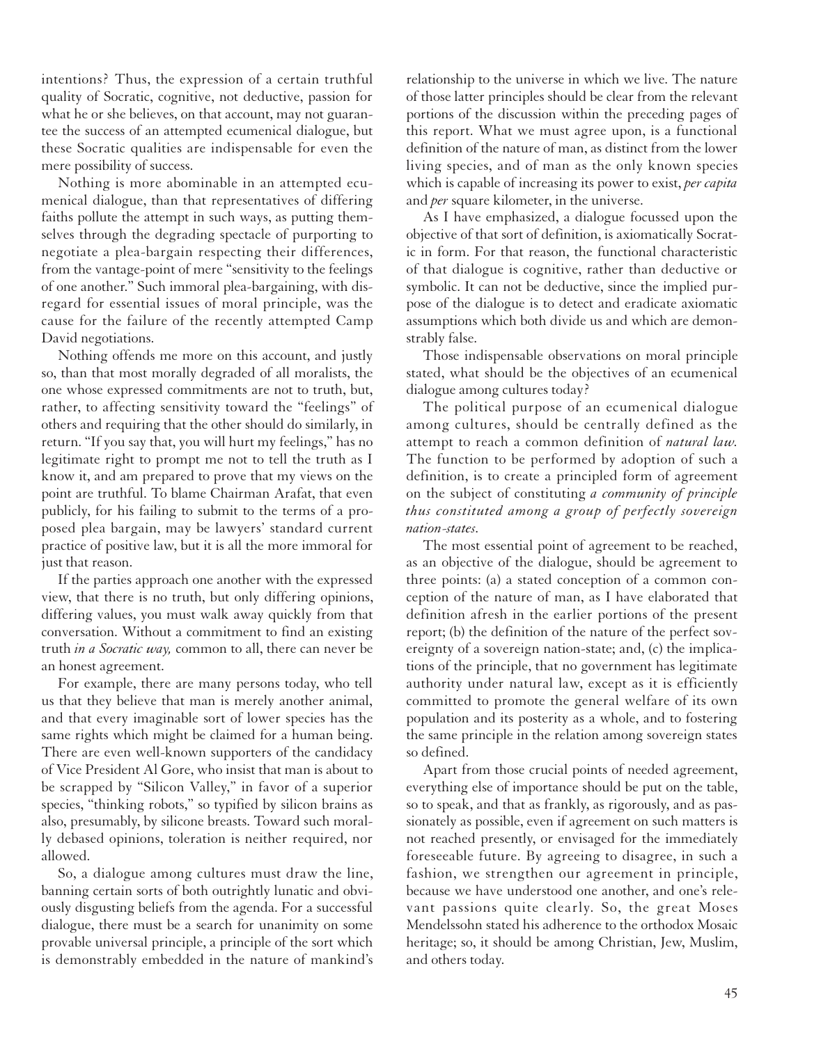intentions? Thus, the expression of a certain truthful quality of Socratic, cognitive, not deductive, passion for what he or she believes, on that account, may not guarantee the success of an attempted ecumenical dialogue, but these Socratic qualities are indispensable for even the mere possibility of success.

Nothing is more abominable in an attempted ecumenical dialogue, than that representatives of differing faiths pollute the attempt in such ways, as putting themselves through the degrading spectacle of purporting to negotiate a plea-bargain respecting their differences, from the vantage-point of mere "sensitivity to the feelings of one another." Such immoral plea-bargaining, with disregard for essential issues of moral principle, was the cause for the failure of the recently attempted Camp David negotiations.

Nothing offends me more on this account, and justly so, than that most morally degraded of all moralists, the one whose expressed commitments are not to truth, but, rather, to affecting sensitivity toward the "feelings" of others and requiring that the other should do similarly, in return. "If you say that, you will hurt my feelings," has no legitimate right to prompt me not to tell the truth as I know it, and am prepared to prove that my views on the point are truthful. To blame Chairman Arafat, that even publicly, for his failing to submit to the terms of a proposed plea bargain, may be lawyers' standard current practice of positive law, but it is all the more immoral for just that reason.

If the parties approach one another with the expressed view, that there is no truth, but only differing opinions, differing values, you must walk away quickly from that conversation. Without a commitment to find an existing truth *in a Socratic way,* common to all, there can never be an honest agreement.

For example, there are many persons today, who tell us that they believe that man is merely another animal, and that every imaginable sort of lower species has the same rights which might be claimed for a human being. There are even well-known supporters of the candidacy of Vice President Al Gore, who insist that man is about to be scrapped by "Silicon Valley," in favor of a superior species, "thinking robots," so typified by silicon brains as also, presumably, by silicone breasts. Toward such morally debased opinions, toleration is neither required, nor allowed.

So, a dialogue among cultures must draw the line, banning certain sorts of both outrightly lunatic and obviously disgusting beliefs from the agenda. For a successful dialogue, there must be a search for unanimity on some provable universal principle, a principle of the sort which is demonstrably embedded in the nature of mankind's relationship to the universe in which we live. The nature of those latter principles should be clear from the relevant portions of the discussion within the preceding pages of this report. What we must agree upon, is a functional definition of the nature of man, as distinct from the lower living species, and of man as the only known species which is capable of increasing its power to exist, *per capita* and *per* square kilometer, in the universe.

As I have emphasized, a dialogue focussed upon the objective of that sort of definition, is axiomatically Socratic in form. For that reason, the functional characteristic of that dialogue is cognitive, rather than deductive or symbolic. It can not be deductive, since the implied purpose of the dialogue is to detect and eradicate axiomatic assumptions which both divide us and which are demonstrably false.

Those indispensable observations on moral principle stated, what should be the objectives of an ecumenical dialogue among cultures today?

The political purpose of an ecumenical dialogue among cultures, should be centrally defined as the attempt to reach a common definition of *natural law.* The function to be performed by adoption of such a definition, is to create a principled form of agreement on the subject of constituting *a community of principle thus constituted among a group of perfectly sovereign nation-states.*

The most essential point of agreement to be reached, as an objective of the dialogue, should be agreement to three points: (a) a stated conception of a common conception of the nature of man, as I have elaborated that definition afresh in the earlier portions of the present report; (b) the definition of the nature of the perfect sovereignty of a sovereign nation-state; and, (c) the implications of the principle, that no government has legitimate authority under natural law, except as it is efficiently committed to promote the general welfare of its own population and its posterity as a whole, and to fostering the same principle in the relation among sovereign states so defined.

Apart from those crucial points of needed agreement, everything else of importance should be put on the table, so to speak, and that as frankly, as rigorously, and as passionately as possible, even if agreement on such matters is not reached presently, or envisaged for the immediately foreseeable future. By agreeing to disagree, in such a fashion, we strengthen our agreement in principle, because we have understood one another, and one's relevant passions quite clearly. So, the great Moses Mendelssohn stated his adherence to the orthodox Mosaic heritage; so, it should be among Christian, Jew, Muslim, and others today.